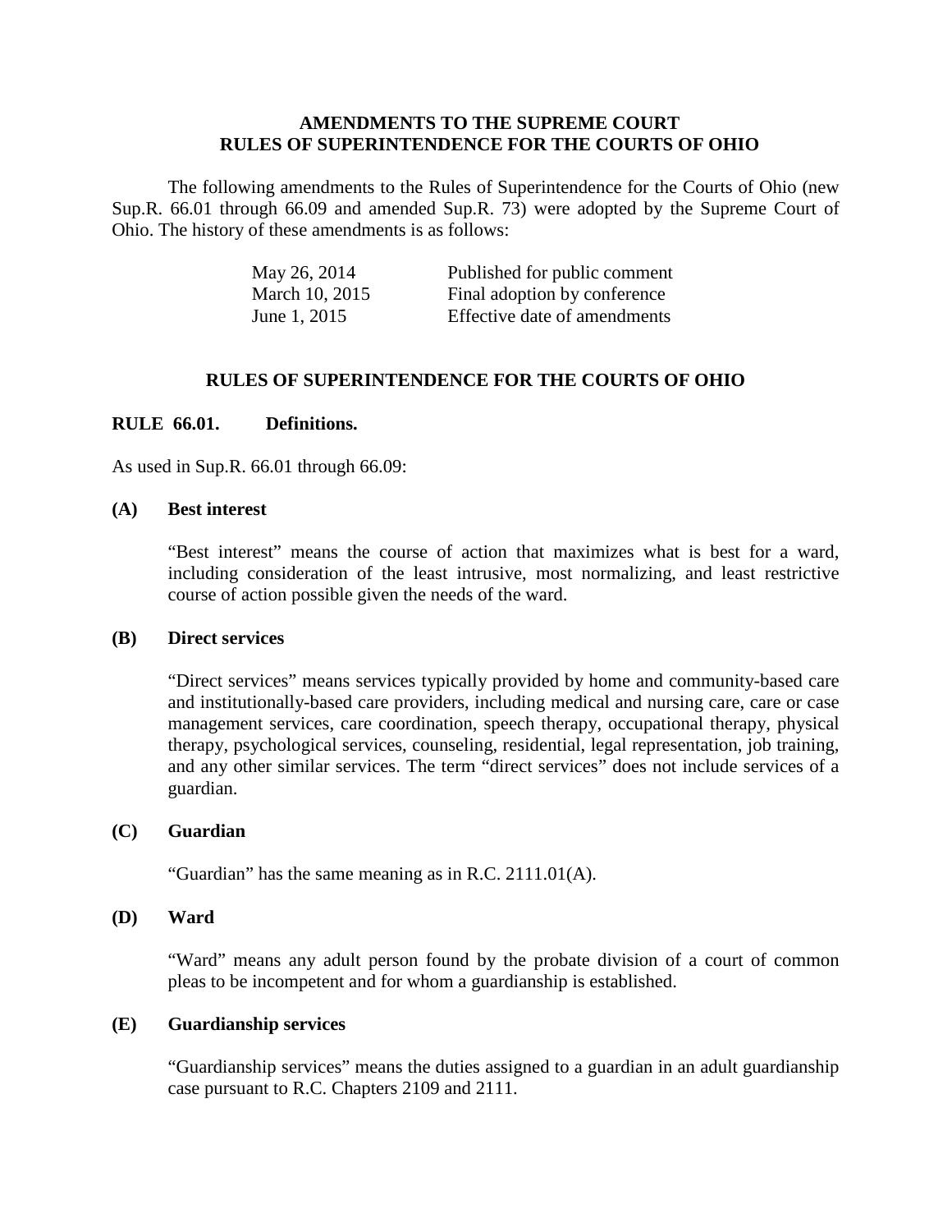# AMENDMENTS TO THE SUPREME COURT RULES OF SUPERINTENDENCE FOR THE COURTS OF OHIO

The following amendments to the Rules of Superintendence for the Courts of Ohio (new Sup.R. 66.01 through 66.09 and amended Sup.R. 73) were adopted by the Supreme Court of Ohio. The history of these amendments is as follows:

| | |
|---|---|
| May 26, 2014 | Published for public comment |
| March 10, 2015 | Final adoption by conference |
| June 1, 2015 | Effective date of amendments |

## RULES OF SUPERINTENDENCE FOR THE COURTS OF OHIO

### RULE 66.01. Definitions.

As used in Sup.R. 66.01 through 66.09:

**(A) Best interest**

"Best interest" means the course of action that maximizes what is best for a ward, including consideration of the least intrusive, most normalizing, and least restrictive course of action possible given the needs of the ward.

**(B) Direct services**

"Direct services" means services typically provided by home and community-based care and institutionally-based care providers, including medical and nursing care, care or case management services, care coordination, speech therapy, occupational therapy, physical therapy, psychological services, counseling, residential, legal representation, job training, and any other similar services. The term "direct services" does not include services of a guardian.

**(C) Guardian**

"Guardian" has the same meaning as in R.C. 2111.01(A).

**(D) Ward**

"Ward" means any adult person found by the probate division of a court of common pleas to be incompetent and for whom a guardianship is established.

**(E) Guardianship services**

"Guardianship services" means the duties assigned to a guardian in an adult guardianship case pursuant to R.C. Chapters 2109 and 2111.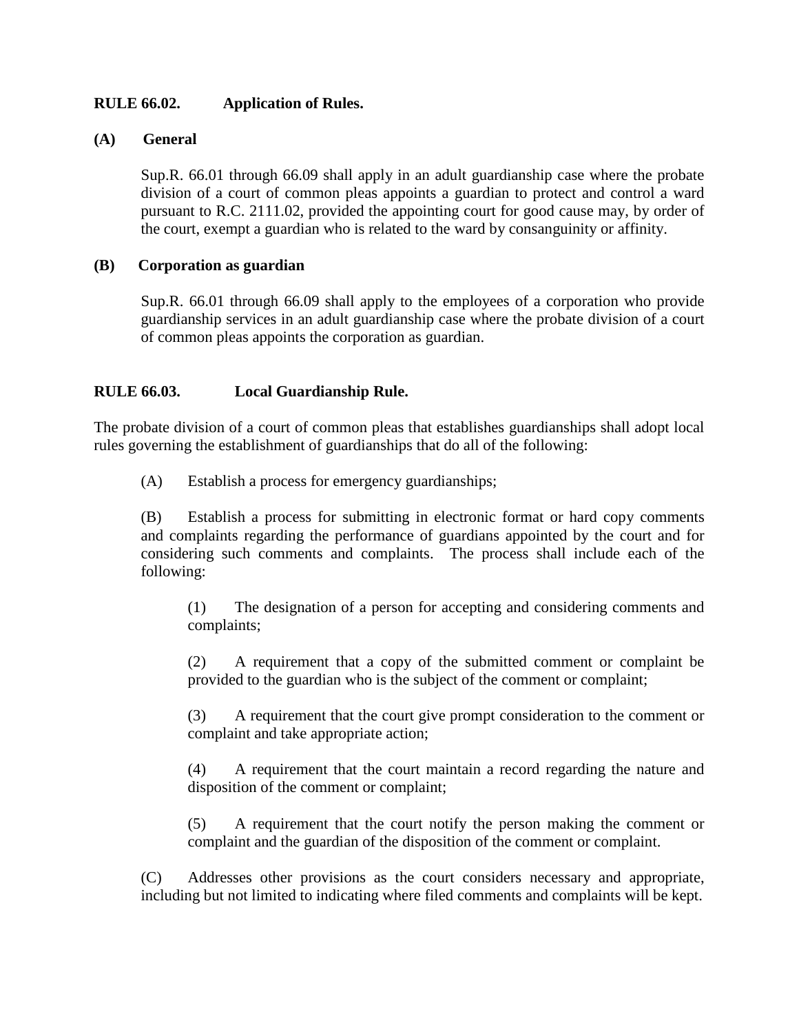**RULE 66.02. Application of Rules.**

**(A) General**

Sup.R. 66.01 through 66.09 shall apply in an adult guardianship case where the probate division of a court of common pleas appoints a guardian to protect and control a ward pursuant to R.C. 2111.02, provided the appointing court for good cause may, by order of the court, exempt a guardian who is related to the ward by consanguinity or affinity.

**(B) Corporation as guardian**

Sup.R. 66.01 through 66.09 shall apply to the employees of a corporation who provide guardianship services in an adult guardianship case where the probate division of a court of common pleas appoints the corporation as guardian.

**RULE 66.03. Local Guardianship Rule.**

The probate division of a court of common pleas that establishes guardianships shall adopt local rules governing the establishment of guardianships that do all of the following:

(A) Establish a process for emergency guardianships;

(B) Establish a process for submitting in electronic format or hard copy comments and complaints regarding the performance of guardians appointed by the court and for considering such comments and complaints. The process shall include each of the following:

(1) The designation of a person for accepting and considering comments and complaints;

(2) A requirement that a copy of the submitted comment or complaint be provided to the guardian who is the subject of the comment or complaint;

(3) A requirement that the court give prompt consideration to the comment or complaint and take appropriate action;

(4) A requirement that the court maintain a record regarding the nature and disposition of the comment or complaint;

(5) A requirement that the court notify the person making the comment or complaint and the guardian of the disposition of the comment or complaint.

(C) Addresses other provisions as the court considers necessary and appropriate, including but not limited to indicating where filed comments and complaints will be kept.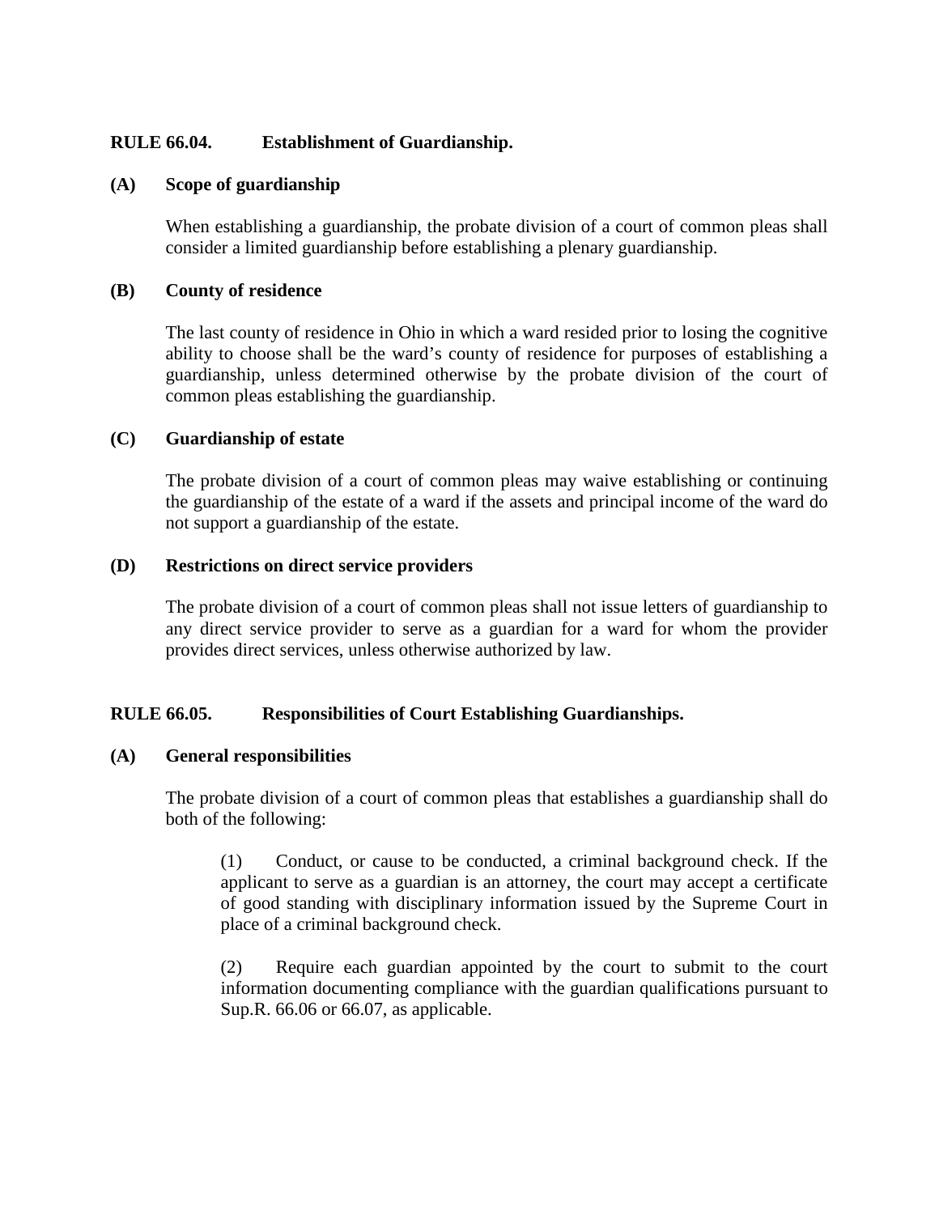**RULE 66.04. Establishment of Guardianship.**

**(A) Scope of guardianship**

When establishing a guardianship, the probate division of a court of common pleas shall consider a limited guardianship before establishing a plenary guardianship.

**(B) County of residence**

The last county of residence in Ohio in which a ward resided prior to losing the cognitive ability to choose shall be the ward's county of residence for purposes of establishing a guardianship, unless determined otherwise by the probate division of the court of common pleas establishing the guardianship.

**(C) Guardianship of estate**

The probate division of a court of common pleas may waive establishing or continuing the guardianship of the estate of a ward if the assets and principal income of the ward do not support a guardianship of the estate.

**(D) Restrictions on direct service providers**

The probate division of a court of common pleas shall not issue letters of guardianship to any direct service provider to serve as a guardian for a ward for whom the provider provides direct services, unless otherwise authorized by law.

**RULE 66.05. Responsibilities of Court Establishing Guardianships.**

**(A) General responsibilities**

The probate division of a court of common pleas that establishes a guardianship shall do both of the following:

(1) Conduct, or cause to be conducted, a criminal background check. If the applicant to serve as a guardian is an attorney, the court may accept a certificate of good standing with disciplinary information issued by the Supreme Court in place of a criminal background check.

(2) Require each guardian appointed by the court to submit to the court information documenting compliance with the guardian qualifications pursuant to Sup.R. 66.06 or 66.07, as applicable.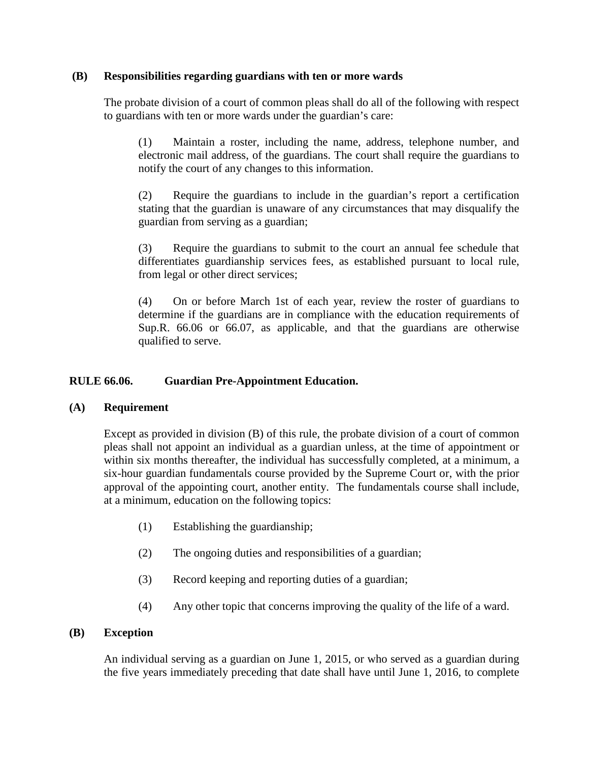**(B) Responsibilities regarding guardians with ten or more wards**

The probate division of a court of common pleas shall do all of the following with respect to guardians with ten or more wards under the guardian's care:

(1) Maintain a roster, including the name, address, telephone number, and electronic mail address, of the guardians. The court shall require the guardians to notify the court of any changes to this information.

(2) Require the guardians to include in the guardian's report a certification stating that the guardian is unaware of any circumstances that may disqualify the guardian from serving as a guardian;

(3) Require the guardians to submit to the court an annual fee schedule that differentiates guardianship services fees, as established pursuant to local rule, from legal or other direct services;

(4) On or before March 1st of each year, review the roster of guardians to determine if the guardians are in compliance with the education requirements of Sup.R. 66.06 or 66.07, as applicable, and that the guardians are otherwise qualified to serve.

## RULE 66.06. Guardian Pre-Appointment Education.

**(A) Requirement**

Except as provided in division (B) of this rule, the probate division of a court of common pleas shall not appoint an individual as a guardian unless, at the time of appointment or within six months thereafter, the individual has successfully completed, at a minimum, a six-hour guardian fundamentals course provided by the Supreme Court or, with the prior approval of the appointing court, another entity. The fundamentals course shall include, at a minimum, education on the following topics:

(1) Establishing the guardianship;

(2) The ongoing duties and responsibilities of a guardian;

(3) Record keeping and reporting duties of a guardian;

(4) Any other topic that concerns improving the quality of the life of a ward.

**(B) Exception**

An individual serving as a guardian on June 1, 2015, or who served as a guardian during the five years immediately preceding that date shall have until June 1, 2016, to complete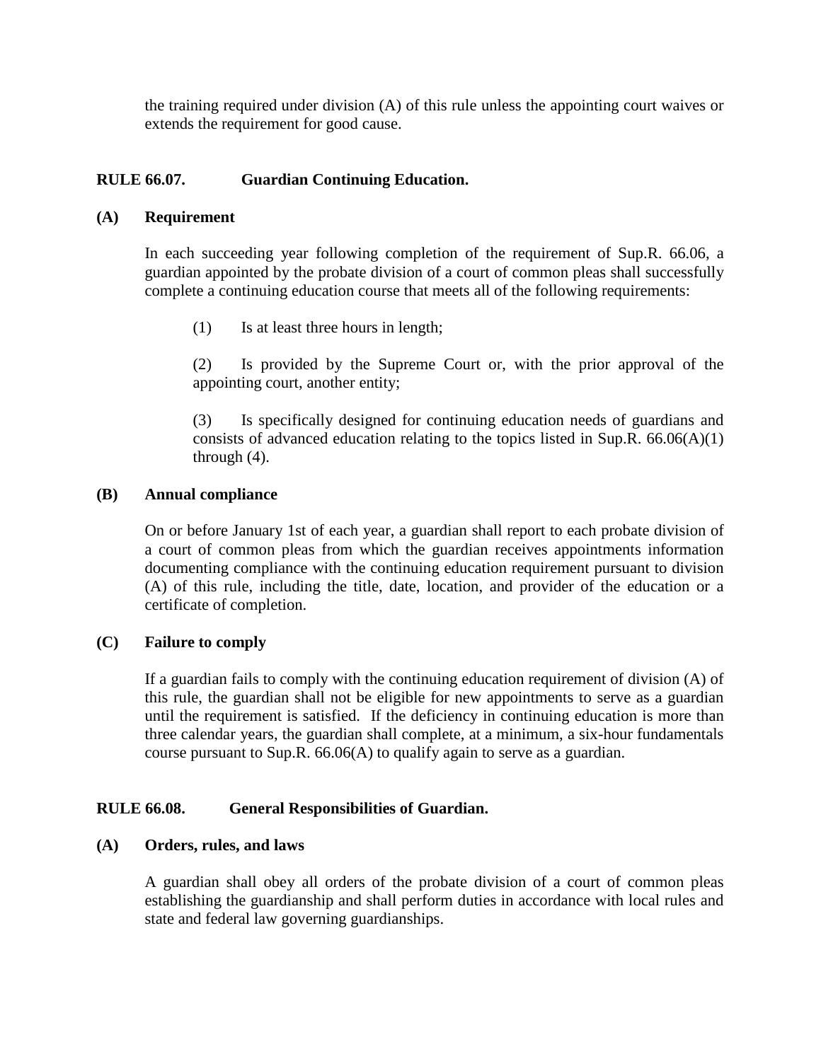the training required under division (A) of this rule unless the appointing court waives or extends the requirement for good cause.

## RULE 66.07. Guardian Continuing Education.

### (A) Requirement

In each succeeding year following completion of the requirement of Sup.R. 66.06, a guardian appointed by the probate division of a court of common pleas shall successfully complete a continuing education course that meets all of the following requirements:

(1) Is at least three hours in length;

(2) Is provided by the Supreme Court or, with the prior approval of the appointing court, another entity;

(3) Is specifically designed for continuing education needs of guardians and consists of advanced education relating to the topics listed in Sup.R. 66.06(A)(1) through (4).

### (B) Annual compliance

On or before January 1st of each year, a guardian shall report to each probate division of a court of common pleas from which the guardian receives appointments information documenting compliance with the continuing education requirement pursuant to division (A) of this rule, including the title, date, location, and provider of the education or a certificate of completion.

### (C) Failure to comply

If a guardian fails to comply with the continuing education requirement of division (A) of this rule, the guardian shall not be eligible for new appointments to serve as a guardian until the requirement is satisfied. If the deficiency in continuing education is more than three calendar years, the guardian shall complete, at a minimum, a six-hour fundamentals course pursuant to Sup.R. 66.06(A) to qualify again to serve as a guardian.

## RULE 66.08. General Responsibilities of Guardian.

### (A) Orders, rules, and laws

A guardian shall obey all orders of the probate division of a court of common pleas establishing the guardianship and shall perform duties in accordance with local rules and state and federal law governing guardianships.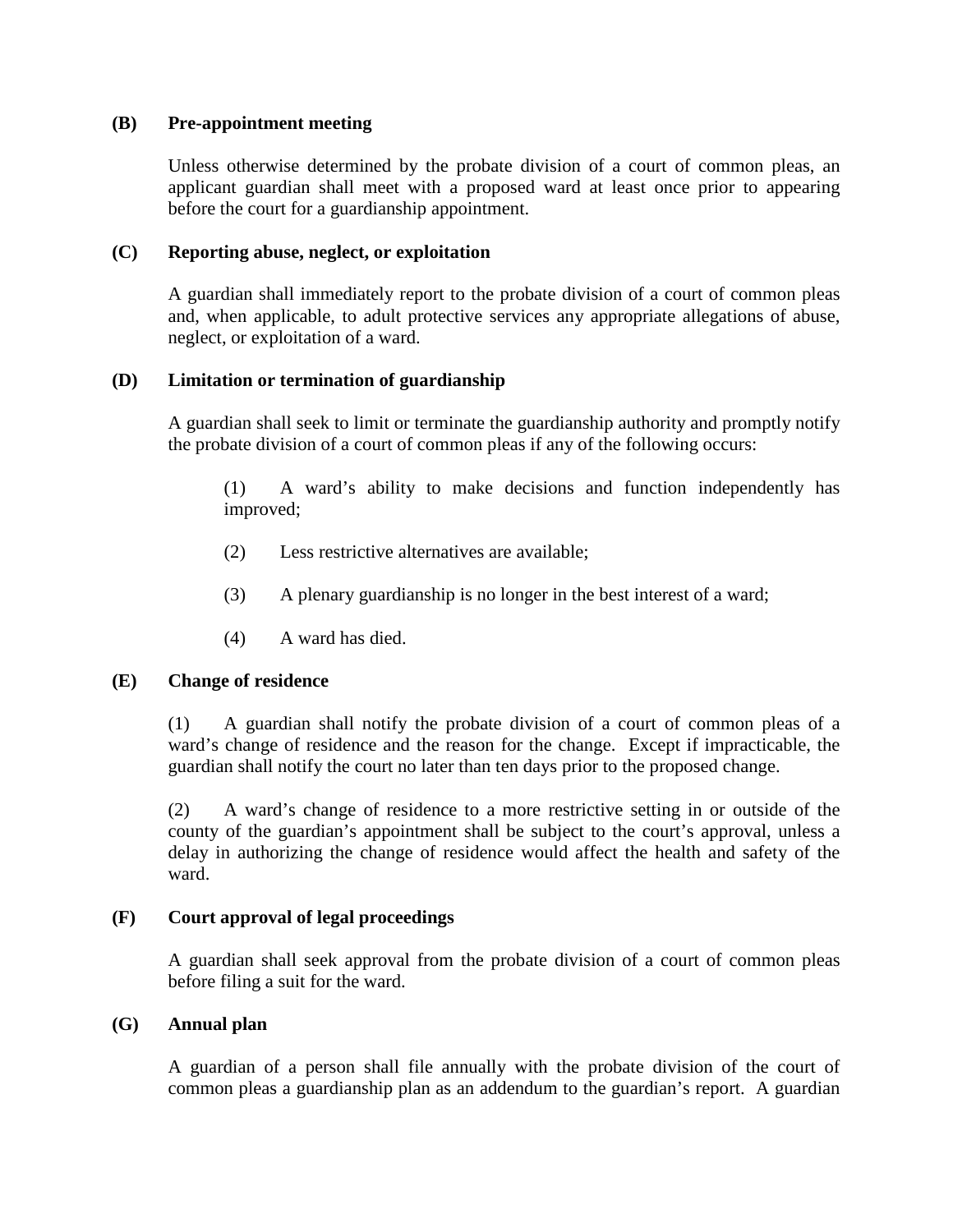**(B) Pre-appointment meeting**

Unless otherwise determined by the probate division of a court of common pleas, an applicant guardian shall meet with a proposed ward at least once prior to appearing before the court for a guardianship appointment.

**(C) Reporting abuse, neglect, or exploitation**

A guardian shall immediately report to the probate division of a court of common pleas and, when applicable, to adult protective services any appropriate allegations of abuse, neglect, or exploitation of a ward.

**(D) Limitation or termination of guardianship**

A guardian shall seek to limit or terminate the guardianship authority and promptly notify the probate division of a court of common pleas if any of the following occurs:

(1) A ward's ability to make decisions and function independently has improved;

(2) Less restrictive alternatives are available;

(3) A plenary guardianship is no longer in the best interest of a ward;

(4) A ward has died.

**(E) Change of residence**

(1) A guardian shall notify the probate division of a court of common pleas of a ward's change of residence and the reason for the change. Except if impracticable, the guardian shall notify the court no later than ten days prior to the proposed change.

(2) A ward's change of residence to a more restrictive setting in or outside of the county of the guardian's appointment shall be subject to the court's approval, unless a delay in authorizing the change of residence would affect the health and safety of the ward.

**(F) Court approval of legal proceedings**

A guardian shall seek approval from the probate division of a court of common pleas before filing a suit for the ward.

**(G) Annual plan**

A guardian of a person shall file annually with the probate division of the court of common pleas a guardianship plan as an addendum to the guardian's report. A guardian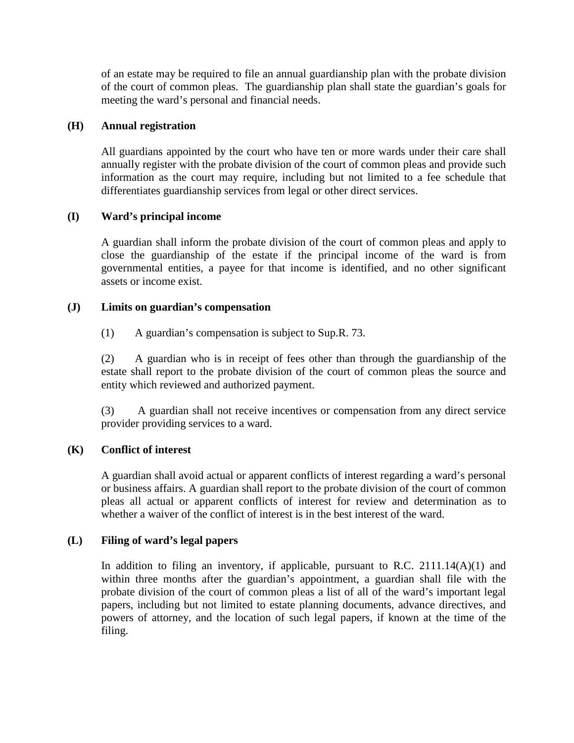of an estate may be required to file an annual guardianship plan with the probate division of the court of common pleas. The guardianship plan shall state the guardian's goals for meeting the ward's personal and financial needs.

**(H) Annual registration**

All guardians appointed by the court who have ten or more wards under their care shall annually register with the probate division of the court of common pleas and provide such information as the court may require, including but not limited to a fee schedule that differentiates guardianship services from legal or other direct services.

**(I) Ward's principal income**

A guardian shall inform the probate division of the court of common pleas and apply to close the guardianship of the estate if the principal income of the ward is from governmental entities, a payee for that income is identified, and no other significant assets or income exist.

**(J) Limits on guardian's compensation**

(1) A guardian's compensation is subject to Sup.R. 73.

(2) A guardian who is in receipt of fees other than through the guardianship of the estate shall report to the probate division of the court of common pleas the source and entity which reviewed and authorized payment.

(3) A guardian shall not receive incentives or compensation from any direct service provider providing services to a ward.

**(K) Conflict of interest**

A guardian shall avoid actual or apparent conflicts of interest regarding a ward's personal or business affairs. A guardian shall report to the probate division of the court of common pleas all actual or apparent conflicts of interest for review and determination as to whether a waiver of the conflict of interest is in the best interest of the ward.

**(L) Filing of ward's legal papers**

In addition to filing an inventory, if applicable, pursuant to R.C. 2111.14(A)(1) and within three months after the guardian's appointment, a guardian shall file with the probate division of the court of common pleas a list of all of the ward's important legal papers, including but not limited to estate planning documents, advance directives, and powers of attorney, and the location of such legal papers, if known at the time of the filing.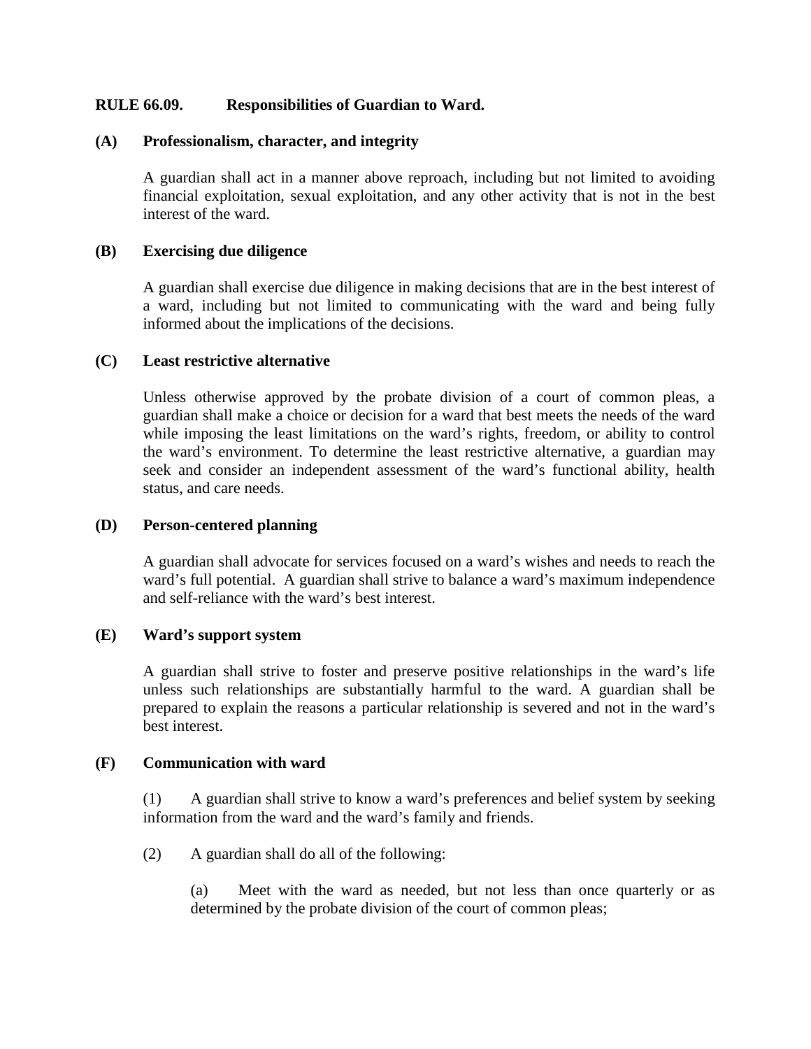## RULE 66.09. Responsibilities of Guardian to Ward.

### (A) Professionalism, character, and integrity

A guardian shall act in a manner above reproach, including but not limited to avoiding financial exploitation, sexual exploitation, and any other activity that is not in the best interest of the ward.

### (B) Exercising due diligence

A guardian shall exercise due diligence in making decisions that are in the best interest of a ward, including but not limited to communicating with the ward and being fully informed about the implications of the decisions.

### (C) Least restrictive alternative

Unless otherwise approved by the probate division of a court of common pleas, a guardian shall make a choice or decision for a ward that best meets the needs of the ward while imposing the least limitations on the ward's rights, freedom, or ability to control the ward's environment. To determine the least restrictive alternative, a guardian may seek and consider an independent assessment of the ward's functional ability, health status, and care needs.

### (D) Person-centered planning

A guardian shall advocate for services focused on a ward's wishes and needs to reach the ward's full potential. A guardian shall strive to balance a ward's maximum independence and self-reliance with the ward's best interest.

### (E) Ward's support system

A guardian shall strive to foster and preserve positive relationships in the ward's life unless such relationships are substantially harmful to the ward. A guardian shall be prepared to explain the reasons a particular relationship is severed and not in the ward's best interest.

### (F) Communication with ward

(1) A guardian shall strive to know a ward's preferences and belief system by seeking information from the ward and the ward's family and friends.

(2) A guardian shall do all of the following:

(a) Meet with the ward as needed, but not less than once quarterly or as determined by the probate division of the court of common pleas;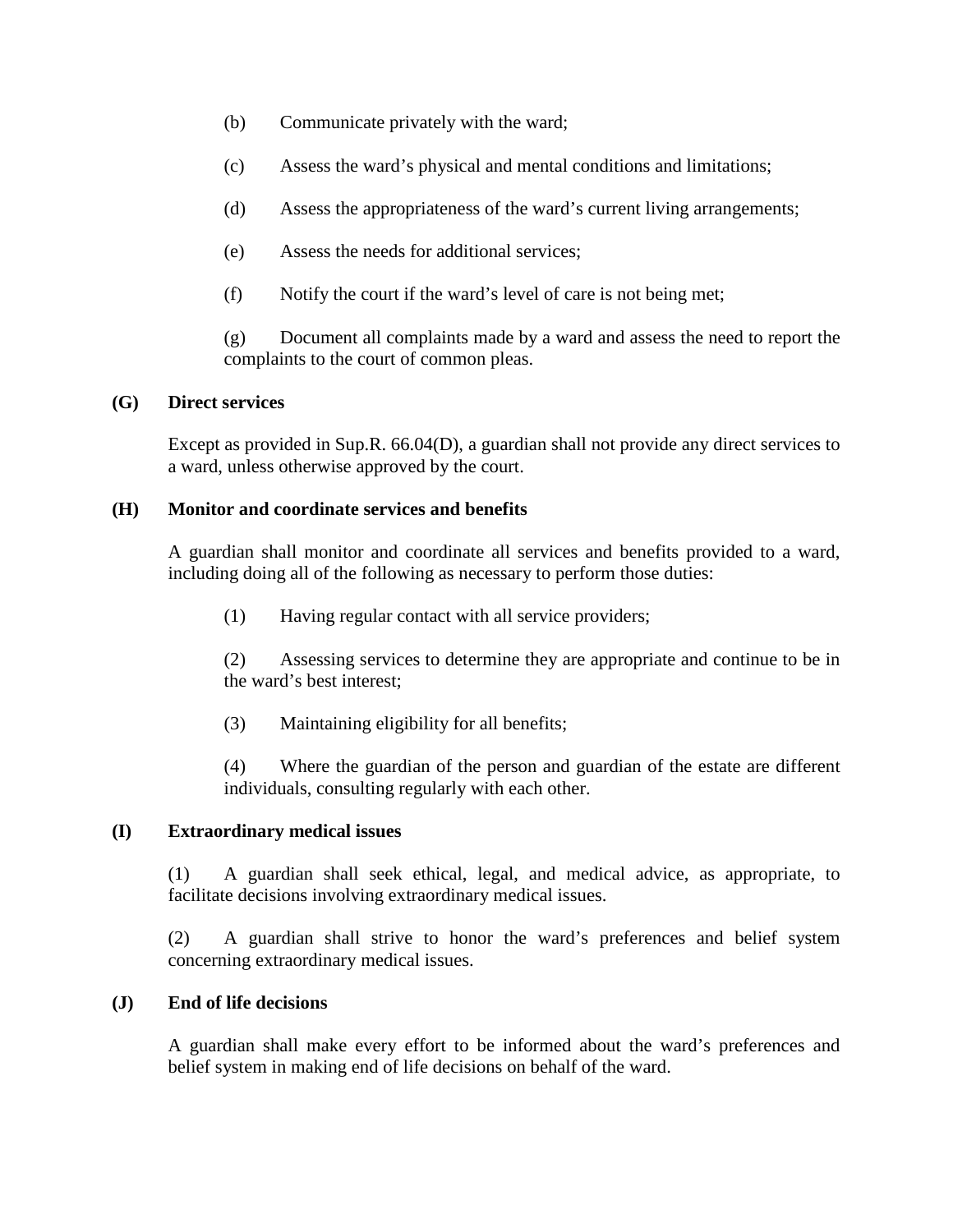(b) Communicate privately with the ward;

(c) Assess the ward's physical and mental conditions and limitations;

(d) Assess the appropriateness of the ward's current living arrangements;

(e) Assess the needs for additional services;

(f) Notify the court if the ward's level of care is not being met;

(g) Document all complaints made by a ward and assess the need to report the complaints to the court of common pleas.

**(G) Direct services**

Except as provided in Sup.R. 66.04(D), a guardian shall not provide any direct services to a ward, unless otherwise approved by the court.

**(H) Monitor and coordinate services and benefits**

A guardian shall monitor and coordinate all services and benefits provided to a ward, including doing all of the following as necessary to perform those duties:

(1) Having regular contact with all service providers;

(2) Assessing services to determine they are appropriate and continue to be in the ward's best interest;

(3) Maintaining eligibility for all benefits;

(4) Where the guardian of the person and guardian of the estate are different individuals, consulting regularly with each other.

**(I) Extraordinary medical issues**

(1) A guardian shall seek ethical, legal, and medical advice, as appropriate, to facilitate decisions involving extraordinary medical issues.

(2) A guardian shall strive to honor the ward's preferences and belief system concerning extraordinary medical issues.

**(J) End of life decisions**

A guardian shall make every effort to be informed about the ward's preferences and belief system in making end of life decisions on behalf of the ward.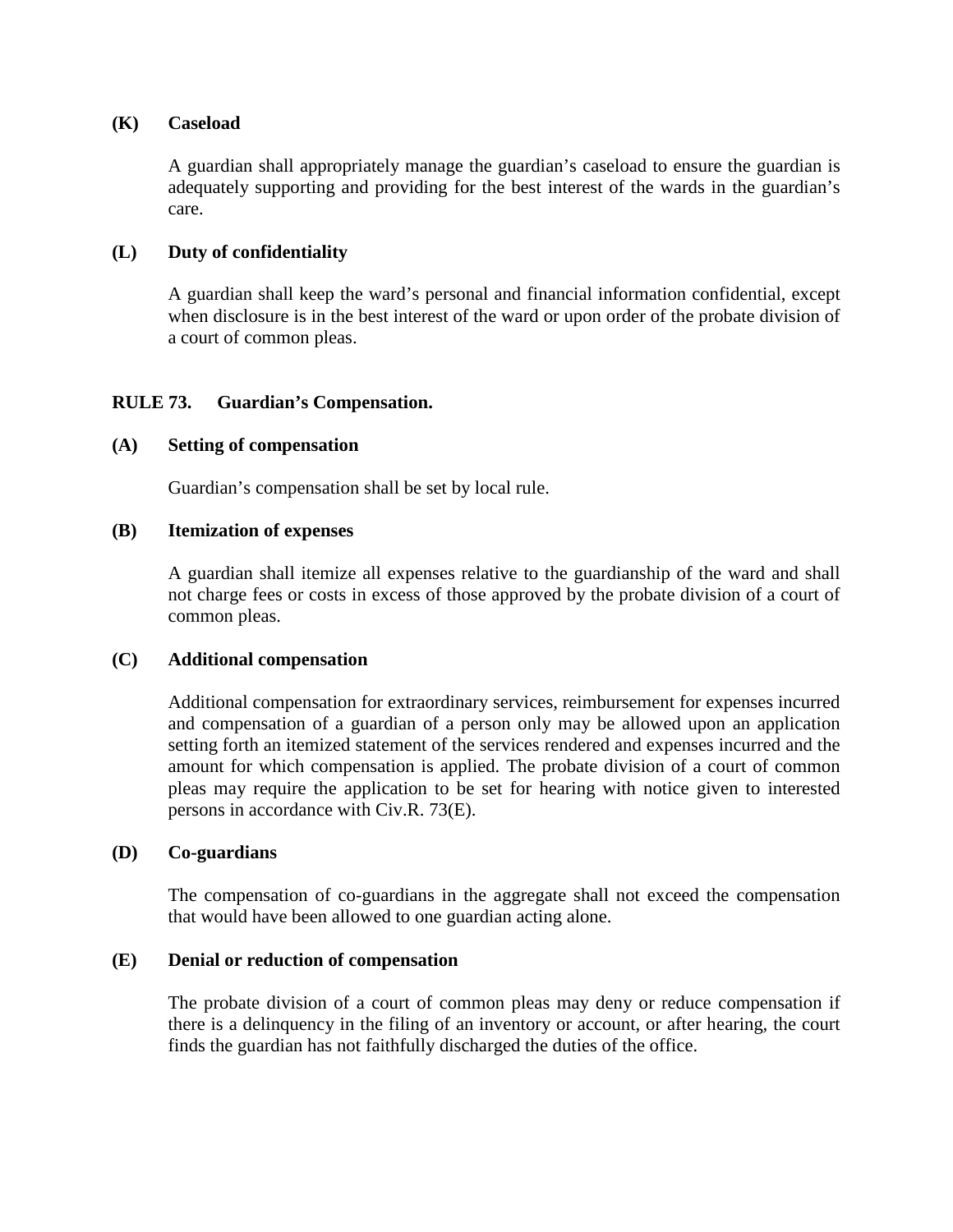**(K) Caseload**

A guardian shall appropriately manage the guardian's caseload to ensure the guardian is adequately supporting and providing for the best interest of the wards in the guardian's care.

**(L) Duty of confidentiality**

A guardian shall keep the ward's personal and financial information confidential, except when disclosure is in the best interest of the ward or upon order of the probate division of a court of common pleas.

## RULE 73. Guardian's Compensation.

**(A) Setting of compensation**

Guardian's compensation shall be set by local rule.

**(B) Itemization of expenses**

A guardian shall itemize all expenses relative to the guardianship of the ward and shall not charge fees or costs in excess of those approved by the probate division of a court of common pleas.

**(C) Additional compensation**

Additional compensation for extraordinary services, reimbursement for expenses incurred and compensation of a guardian of a person only may be allowed upon an application setting forth an itemized statement of the services rendered and expenses incurred and the amount for which compensation is applied. The probate division of a court of common pleas may require the application to be set for hearing with notice given to interested persons in accordance with Civ.R. 73(E).

**(D) Co-guardians**

The compensation of co-guardians in the aggregate shall not exceed the compensation that would have been allowed to one guardian acting alone.

**(E) Denial or reduction of compensation**

The probate division of a court of common pleas may deny or reduce compensation if there is a delinquency in the filing of an inventory or account, or after hearing, the court finds the guardian has not faithfully discharged the duties of the office.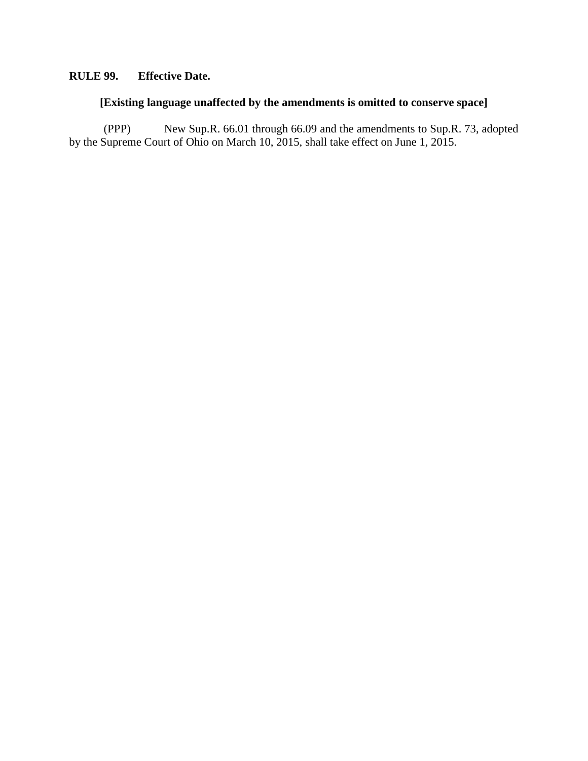**RULE 99. Effective Date.**

**[Existing language unaffected by the amendments is omitted to conserve space]**

(PPP) New Sup.R. 66.01 through 66.09 and the amendments to Sup.R. 73, adopted by the Supreme Court of Ohio on March 10, 2015, shall take effect on June 1, 2015.